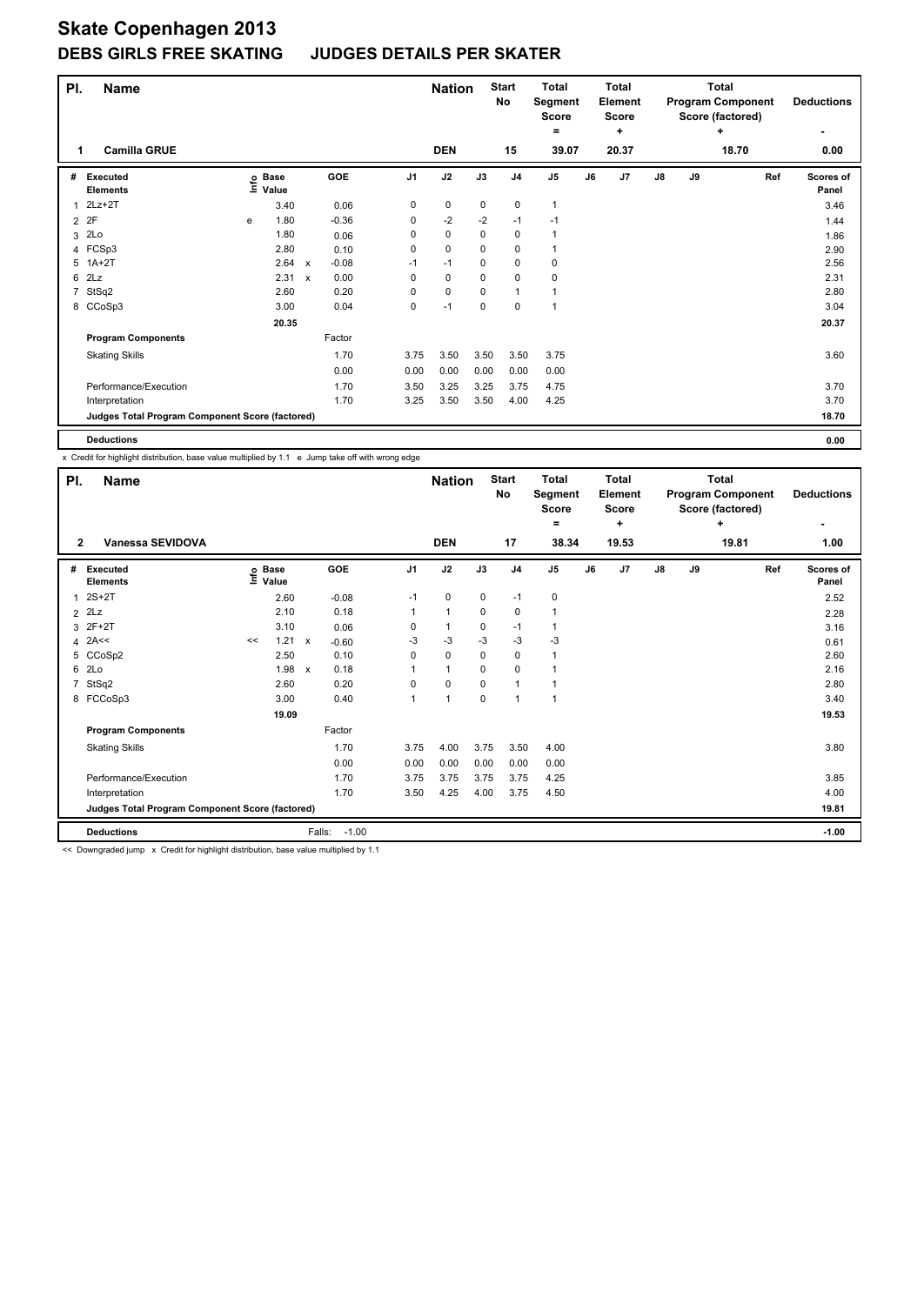# Skate Copenhagen 2013

## DEBS GIRLS FREE SKATING JUDGES DETAILS PER SKATER

| Pl. | Name | Nation | Start No | Total Segment Score = | Total Element Score + | Total Program Component Score (factored) + | Deductions - |
|---|---|---|---|---|---|---|---|
| 1 | Camilla GRUE | DEN | 15 | 39.07 | 20.37 | 18.70 | 0.00 |

| # | Executed Elements | Info | Base Value | | GOE | J1 | J2 | J3 | J4 | J5 | J6 | J7 | J8 | J9 | Ref | Scores of Panel |
|---|---|---|---|---|---|---|---|---|---|---|---|---|---|---|---|---|
| 1 | 2Lz+2T | | 3.40 | | 0.06 | 0 | 0 | 0 | 0 | 1 | | | | | | 3.46 |
| 2 | 2F | e | 1.80 | | -0.36 | 0 | -2 | -2 | -1 | -1 | | | | | | 1.44 |
| 3 | 2Lo | | 1.80 | | 0.06 | 0 | 0 | 0 | 0 | 1 | | | | | | 1.86 |
| 4 | FCSp3 | | 2.80 | | 0.10 | 0 | 0 | 0 | 0 | 1 | | | | | | 2.90 |
| 5 | 1A+2T | | 2.64 | x | -0.08 | -1 | -1 | 0 | 0 | 0 | | | | | | 2.56 |
| 6 | 2Lz | | 2.31 | x | 0.00 | 0 | 0 | 0 | 0 | 0 | | | | | | 2.31 |
| 7 | StSq2 | | 2.60 | | 0.20 | 0 | 0 | 0 | 1 | 1 | | | | | | 2.80 |
| 8 | CCoSp3 | | 3.00 | | 0.04 | 0 | -1 | 0 | 0 | 1 | | | | | | 3.04 |
| | | | 20.35 | | | | | | | | | | | | | 20.37 |
| | **Program Components** | | | | Factor | | | | | | | | | | | |
| | Skating Skills | | | | 1.70 | 3.75 | 3.50 | 3.50 | 3.50 | 3.75 | | | | | | 3.60 |
| | | | | | 0.00 | 0.00 | 0.00 | 0.00 | 0.00 | 0.00 | | | | | | |
| | Performance/Execution | | | | 1.70 | 3.50 | 3.25 | 3.25 | 3.75 | 4.75 | | | | | | 3.70 |
| | Interpretation | | | | 1.70 | 3.25 | 3.50 | 3.50 | 4.00 | 4.25 | | | | | | 3.70 |
| | **Judges Total Program Component Score (factored)** | | | | | | | | | | | | | | | 18.70 |
| | **Deductions** | | | | | | | | | | | | | | | 0.00 |

x Credit for highlight distribution, base value multiplied by 1.1 e Jump take off with wrong edge

| Pl. | Name | Nation | Start No | Total Segment Score = | Total Element Score + | Total Program Component Score (factored) + | Deductions - |
|---|---|---|---|---|---|---|---|
| 2 | Vanessa SEVIDOVA | DEN | 17 | 38.34 | 19.53 | 19.81 | 1.00 |

| # | Executed Elements | Info | Base Value | | GOE | J1 | J2 | J3 | J4 | J5 | J6 | J7 | J8 | J9 | Ref | Scores of Panel |
|---|---|---|---|---|---|---|---|---|---|---|---|---|---|---|---|---|
| 1 | 2S+2T | | 2.60 | | -0.08 | -1 | 0 | 0 | -1 | 0 | | | | | | 2.52 |
| 2 | 2Lz | | 2.10 | | 0.18 | 1 | 1 | 0 | 0 | 1 | | | | | | 2.28 |
| 3 | 2F+2T | | 3.10 | | 0.06 | 0 | 1 | 0 | -1 | 1 | | | | | | 3.16 |
| 4 | 2A<< | << | 1.21 | x | -0.60 | -3 | -3 | -3 | -3 | -3 | | | | | | 0.61 |
| 5 | CCoSp2 | | 2.50 | | 0.10 | 0 | 0 | 0 | 0 | 1 | | | | | | 2.60 |
| 6 | 2Lo | | 1.98 | x | 0.18 | 1 | 1 | 0 | 0 | 1 | | | | | | 2.16 |
| 7 | StSq2 | | 2.60 | | 0.20 | 0 | 0 | 0 | 1 | 1 | | | | | | 2.80 |
| 8 | FCCoSp3 | | 3.00 | | 0.40 | 1 | 1 | 0 | 1 | 1 | | | | | | 3.40 |
| | | | 19.09 | | | | | | | | | | | | | 19.53 |
| | **Program Components** | | | | Factor | | | | | | | | | | | |
| | Skating Skills | | | | 1.70 | 3.75 | 4.00 | 3.75 | 3.50 | 4.00 | | | | | | 3.80 |
| | | | | | 0.00 | 0.00 | 0.00 | 0.00 | 0.00 | 0.00 | | | | | | |
| | Performance/Execution | | | | 1.70 | 3.75 | 3.75 | 3.75 | 3.75 | 4.25 | | | | | | 3.85 |
| | Interpretation | | | | 1.70 | 3.50 | 4.25 | 4.00 | 3.75 | 4.50 | | | | | | 4.00 |
| | **Judges Total Program Component Score (factored)** | | | | | | | | | | | | | | | 19.81 |
| | **Deductions** | | | | Falls: -1.00 | | | | | | | | | | | -1.00 |

<< Downgraded jump x Credit for highlight distribution, base value multiplied by 1.1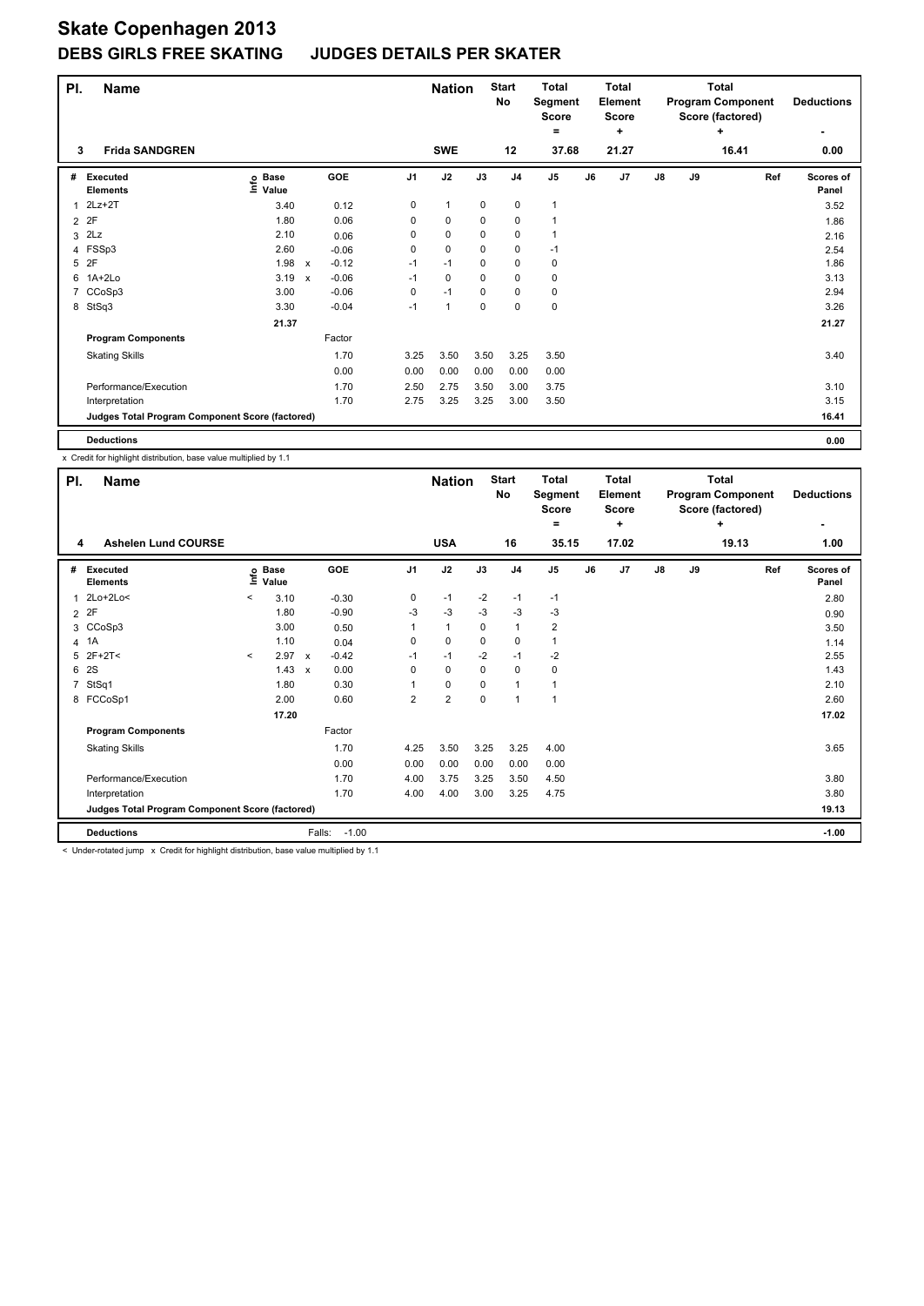# Skate Copenhagen 2013

## DEBS GIRLS FREE SKATING JUDGES DETAILS PER SKATER

| Pl. | Name | Nation | Start No | Total Segment Score = | Total Element Score + | Total Program Component Score (factored) + | Deductions - |
|---|---|---|---|---|---|---|---|
| 3 | Frida SANDGREN | SWE | 12 | 37.68 | 21.27 | 16.41 | 0.00 |

| # | Executed Elements | Info | Base Value | | GOE | J1 | J2 | J3 | J4 | J5 | J6 | J7 | J8 | J9 | Ref | Scores of Panel |
|---|---|---|---|---|---|---|---|---|---|---|---|---|---|---|---|---|
| 1 | 2Lz+2T | | 3.40 | | 0.12 | 0 | 1 | 0 | 0 | 1 | | | | | | 3.52 |
| 2 | 2F | | 1.80 | | 0.06 | 0 | 0 | 0 | 0 | 1 | | | | | | 1.86 |
| 3 | 2Lz | | 2.10 | | 0.06 | 0 | 0 | 0 | 0 | 1 | | | | | | 2.16 |
| 4 | FSSp3 | | 2.60 | | -0.06 | 0 | 0 | 0 | 0 | -1 | | | | | | 2.54 |
| 5 | 2F | | 1.98 | x | -0.12 | -1 | -1 | 0 | 0 | 0 | | | | | | 1.86 |
| 6 | 1A+2Lo | | 3.19 | x | -0.06 | -1 | 0 | 0 | 0 | 0 | | | | | | 3.13 |
| 7 | CCoSp3 | | 3.00 | | -0.06 | 0 | -1 | 0 | 0 | 0 | | | | | | 2.94 |
| 8 | StSq3 | | 3.30 | | -0.04 | -1 | 1 | 0 | 0 | 0 | | | | | | 3.26 |
| | | | 21.37 | | | | | | | | | | | | | 21.27 |
| | Program Components | | | | Factor | | | | | | | | | | | |
| | Skating Skills | | | | 1.70 | 3.25 | 3.50 | 3.50 | 3.25 | 3.50 | | | | | | 3.40 |
| | | | | | 0.00 | 0.00 | 0.00 | 0.00 | 0.00 | 0.00 | | | | | | |
| | Performance/Execution | | | | 1.70 | 2.50 | 2.75 | 3.50 | 3.00 | 3.75 | | | | | | 3.10 |
| | Interpretation | | | | 1.70 | 2.75 | 3.25 | 3.25 | 3.00 | 3.50 | | | | | | 3.15 |
| | Judges Total Program Component Score (factored) | | | | | | | | | | | | | | | 16.41 |
| | Deductions | | | | | | | | | | | | | | | 0.00 |

x Credit for highlight distribution, base value multiplied by 1.1

| Pl. | Name | Nation | Start No | Total Segment Score = | Total Element Score + | Total Program Component Score (factored) + | Deductions - |
|---|---|---|---|---|---|---|---|
| 4 | Ashelen Lund COURSE | USA | 16 | 35.15 | 17.02 | 19.13 | 1.00 |

| # | Executed Elements | Info | Base Value | | GOE | J1 | J2 | J3 | J4 | J5 | J6 | J7 | J8 | J9 | Ref | Scores of Panel |
|---|---|---|---|---|---|---|---|---|---|---|---|---|---|---|---|---|
| 1 | 2Lo+2Lo< | < | 3.10 | | -0.30 | 0 | -1 | -2 | -1 | -1 | | | | | | 2.80 |
| 2 | 2F | | 1.80 | | -0.90 | -3 | -3 | -3 | -3 | -3 | | | | | | 0.90 |
| 3 | CCoSp3 | | 3.00 | | 0.50 | 1 | 1 | 0 | 1 | 2 | | | | | | 3.50 |
| 4 | 1A | | 1.10 | | 0.04 | 0 | 0 | 0 | 0 | 1 | | | | | | 1.14 |
| 5 | 2F+2T< | < | 2.97 | x | -0.42 | -1 | -1 | -2 | -1 | -2 | | | | | | 2.55 |
| 6 | 2S | | 1.43 | x | 0.00 | 0 | 0 | 0 | 0 | 0 | | | | | | 1.43 |
| 7 | StSq1 | | 1.80 | | 0.30 | 1 | 0 | 0 | 1 | 1 | | | | | | 2.10 |
| 8 | FCCoSp1 | | 2.00 | | 0.60 | 2 | 2 | 0 | 1 | 1 | | | | | | 2.60 |
| | | | 17.20 | | | | | | | | | | | | | 17.02 |
| | Program Components | | | | Factor | | | | | | | | | | | |
| | Skating Skills | | | | 1.70 | 4.25 | 3.50 | 3.25 | 3.25 | 4.00 | | | | | | 3.65 |
| | | | | | 0.00 | 0.00 | 0.00 | 0.00 | 0.00 | 0.00 | | | | | | |
| | Performance/Execution | | | | 1.70 | 4.00 | 3.75 | 3.25 | 3.50 | 4.50 | | | | | | 3.80 |
| | Interpretation | | | | 1.70 | 4.00 | 4.00 | 3.00 | 3.25 | 4.75 | | | | | | 3.80 |
| | Judges Total Program Component Score (factored) | | | | | | | | | | | | | | | 19.13 |
| | Deductions | | | Falls: | -1.00 | | | | | | | | | | | -1.00 |

< Under-rotated jump x Credit for highlight distribution, base value multiplied by 1.1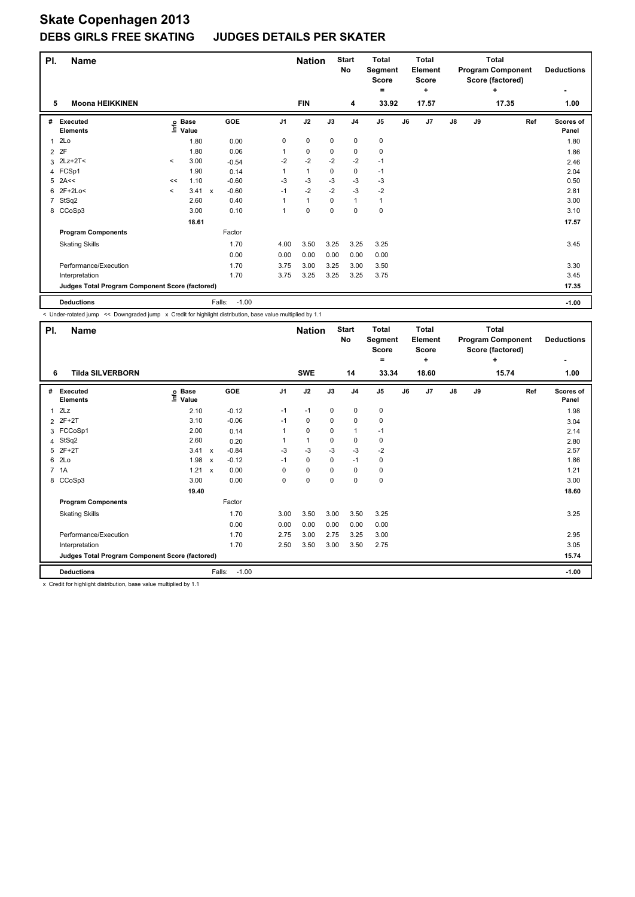# Skate Copenhagen 2013

## DEBS GIRLS FREE SKATING JUDGES DETAILS PER SKATER

| Pl. | Name | Nation | Start No | Total Segment Score = | Total Element Score + | Total Program Component Score (factored) + | Deductions - |
|---|---|---|---|---|---|---|---|
| 5 | Moona HEIKKINEN | FIN | 4 | 33.92 | 17.57 | 17.35 | 1.00 |

| # | Executed Elements | Info | Base Value | | GOE | J1 | J2 | J3 | J4 | J5 | J6 | J7 | J8 | J9 | Ref | Scores of Panel |
|---|---|---|---|---|---|---|---|---|---|---|---|---|---|---|---|---|
| 1 | 2Lo | | 1.80 | | 0.00 | 0 | 0 | 0 | 0 | 0 | | | | | | 1.80 |
| 2 | 2F | | 1.80 | | 0.06 | 1 | 0 | 0 | 0 | 0 | | | | | | 1.86 |
| 3 | 2Lz+2T< | < | 3.00 | | -0.54 | -2 | -2 | -2 | -2 | -1 | | | | | | 2.46 |
| 4 | FCSp1 | | 1.90 | | 0.14 | 1 | 1 | 0 | 0 | -1 | | | | | | 2.04 |
| 5 | 2A<< | << | 1.10 | | -0.60 | -3 | -3 | -3 | -3 | -3 | | | | | | 0.50 |
| 6 | 2F+2Lo< | < | 3.41 | x | -0.60 | -1 | -2 | -2 | -3 | -2 | | | | | | 2.81 |
| 7 | StSq2 | | 2.60 | | 0.40 | 1 | 1 | 0 | 1 | 1 | | | | | | 3.00 |
| 8 | CCoSp3 | | 3.00 | | 0.10 | 1 | 0 | 0 | 0 | 0 | | | | | | 3.10 |
| | | | 18.61 | | | | | | | | | | | | | 17.57 |
| | **Program Components** | | | | Factor | | | | | | | | | | | |
| | Skating Skills | | | | 1.70 | 4.00 | 3.50 | 3.25 | 3.25 | 3.25 | | | | | | 3.45 |
| | | | | | 0.00 | 0.00 | 0.00 | 0.00 | 0.00 | 0.00 | | | | | | |
| | Performance/Execution | | | | 1.70 | 3.75 | 3.00 | 3.25 | 3.00 | 3.50 | | | | | | 3.30 |
| | Interpretation | | | | 1.70 | 3.75 | 3.25 | 3.25 | 3.25 | 3.75 | | | | | | 3.45 |
| | **Judges Total Program Component Score (factored)** | | | | | | | | | | | | | | | 17.35 |
| | **Deductions** | | | | Falls: -1.00 | | | | | | | | | | | -1.00 |

< Under-rotated jump << Downgraded jump x Credit for highlight distribution, base value multiplied by 1.1

| Pl. | Name | Nation | Start No | Total Segment Score = | Total Element Score + | Total Program Component Score (factored) + | Deductions - |
|---|---|---|---|---|---|---|---|
| 6 | Tilda SILVERBORN | SWE | 14 | 33.34 | 18.60 | 15.74 | 1.00 |

| # | Executed Elements | Info | Base Value | | GOE | J1 | J2 | J3 | J4 | J5 | J6 | J7 | J8 | J9 | Ref | Scores of Panel |
|---|---|---|---|---|---|---|---|---|---|---|---|---|---|---|---|---|
| 1 | 2Lz | | 2.10 | | -0.12 | -1 | -1 | 0 | 0 | 0 | | | | | | 1.98 |
| 2 | 2F+2T | | 3.10 | | -0.06 | -1 | 0 | 0 | 0 | 0 | | | | | | 3.04 |
| 3 | FCCoSp1 | | 2.00 | | 0.14 | 1 | 0 | 0 | 1 | -1 | | | | | | 2.14 |
| 4 | StSq2 | | 2.60 | | 0.20 | 1 | 1 | 0 | 0 | 0 | | | | | | 2.80 |
| 5 | 2F+2T | | 3.41 | x | -0.84 | -3 | -3 | -3 | -3 | -2 | | | | | | 2.57 |
| 6 | 2Lo | | 1.98 | x | -0.12 | -1 | 0 | 0 | -1 | 0 | | | | | | 1.86 |
| 7 | 1A | | 1.21 | x | 0.00 | 0 | 0 | 0 | 0 | 0 | | | | | | 1.21 |
| 8 | CCoSp3 | | 3.00 | | 0.00 | 0 | 0 | 0 | 0 | 0 | | | | | | 3.00 |
| | | | 19.40 | | | | | | | | | | | | | 18.60 |
| | **Program Components** | | | | Factor | | | | | | | | | | | |
| | Skating Skills | | | | 1.70 | 3.00 | 3.50 | 3.00 | 3.50 | 3.25 | | | | | | 3.25 |
| | | | | | 0.00 | 0.00 | 0.00 | 0.00 | 0.00 | 0.00 | | | | | | |
| | Performance/Execution | | | | 1.70 | 2.75 | 3.00 | 2.75 | 3.25 | 3.00 | | | | | | 2.95 |
| | Interpretation | | | | 1.70 | 2.50 | 3.50 | 3.00 | 3.50 | 2.75 | | | | | | 3.05 |
| | **Judges Total Program Component Score (factored)** | | | | | | | | | | | | | | | 15.74 |
| | **Deductions** | | | | Falls: -1.00 | | | | | | | | | | | -1.00 |

x Credit for highlight distribution, base value multiplied by 1.1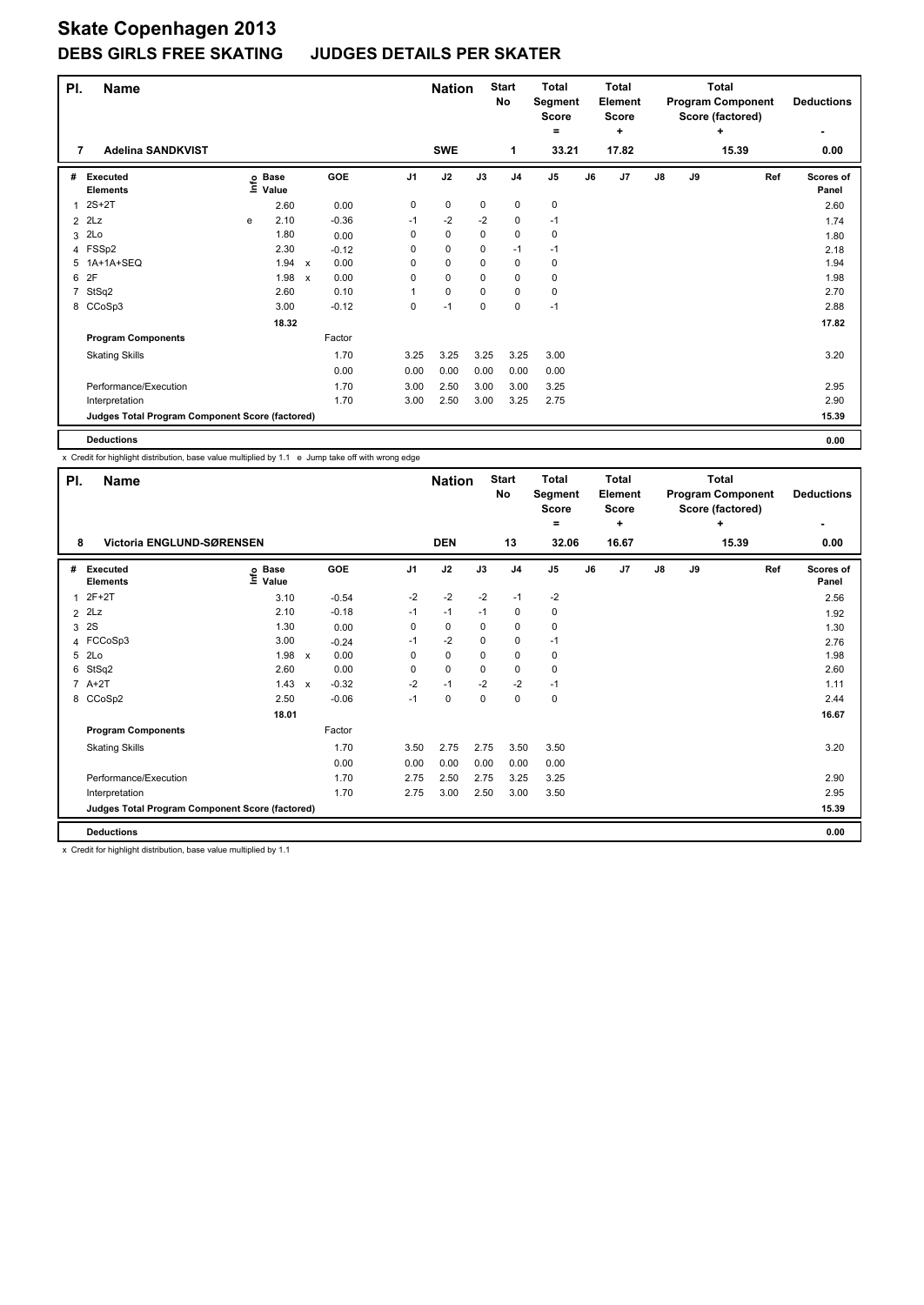# Skate Copenhagen 2013

## DEBS GIRLS FREE SKATING JUDGES DETAILS PER SKATER

| Pl. | Name | Nation | Start No | Total Segment Score = | Total Element Score + | Total Program Component Score (factored) + | Deductions - |
|---|---|---|---|---|---|---|---|
| 7 | Adelina SANDKVIST | SWE | 1 | 33.21 | 17.82 | 15.39 | 0.00 |

| # | Executed Elements | Info | Base Value | | GOE | J1 | J2 | J3 | J4 | J5 | J6 | J7 | J8 | J9 | Ref | Scores of Panel |
|---|---|---|---|---|---|---|---|---|---|---|---|---|---|---|---|---|
| 1 | 2S+2T | | 2.60 | | 0.00 | 0 | 0 | 0 | 0 | 0 | | | | | | 2.60 |
| 2 | 2Lz | e | 2.10 | | -0.36 | -1 | -2 | -2 | 0 | -1 | | | | | | 1.74 |
| 3 | 2Lo | | 1.80 | | 0.00 | 0 | 0 | 0 | 0 | 0 | | | | | | 1.80 |
| 4 | FSSp2 | | 2.30 | | -0.12 | 0 | 0 | 0 | -1 | -1 | | | | | | 2.18 |
| 5 | 1A+1A+SEQ | | 1.94 | x | 0.00 | 0 | 0 | 0 | 0 | 0 | | | | | | 1.94 |
| 6 | 2F | | 1.98 | x | 0.00 | 0 | 0 | 0 | 0 | 0 | | | | | | 1.98 |
| 7 | StSq2 | | 2.60 | | 0.10 | 1 | 0 | 0 | 0 | 0 | | | | | | 2.70 |
| 8 | CCoSp3 | | 3.00 | | -0.12 | 0 | -1 | 0 | 0 | -1 | | | | | | 2.88 |
| | | | 18.32 | | | | | | | | | | | | | 17.82 |
| | **Program Components** | | | | Factor | | | | | | | | | | | |
| | Skating Skills | | | | 1.70 | 3.25 | 3.25 | 3.25 | 3.25 | 3.00 | | | | | | 3.20 |
| | | | | | 0.00 | 0.00 | 0.00 | 0.00 | 0.00 | 0.00 | | | | | | |
| | Performance/Execution | | | | 1.70 | 3.00 | 2.50 | 3.00 | 3.00 | 3.25 | | | | | | 2.95 |
| | Interpretation | | | | 1.70 | 3.00 | 2.50 | 3.00 | 3.25 | 2.75 | | | | | | 2.90 |
| | **Judges Total Program Component Score (factored)** | | | | | | | | | | | | | | | 15.39 |
| | **Deductions** | | | | | | | | | | | | | | | 0.00 |

x Credit for highlight distribution, base value multiplied by 1.1 e Jump take off with wrong edge

| Pl. | Name | Nation | Start No | Total Segment Score = | Total Element Score + | Total Program Component Score (factored) + | Deductions - |
|---|---|---|---|---|---|---|---|
| 8 | Victoria ENGLUND-SØRENSEN | DEN | 13 | 32.06 | 16.67 | 15.39 | 0.00 |

| # | Executed Elements | Info | Base Value | | GOE | J1 | J2 | J3 | J4 | J5 | J6 | J7 | J8 | J9 | Ref | Scores of Panel |
|---|---|---|---|---|---|---|---|---|---|---|---|---|---|---|---|---|
| 1 | 2F+2T | | 3.10 | | -0.54 | -2 | -2 | -2 | -1 | -2 | | | | | | 2.56 |
| 2 | 2Lz | | 2.10 | | -0.18 | -1 | -1 | -1 | 0 | 0 | | | | | | 1.92 |
| 3 | 2S | | 1.30 | | 0.00 | 0 | 0 | 0 | 0 | 0 | | | | | | 1.30 |
| 4 | FCCoSp3 | | 3.00 | | -0.24 | -1 | -2 | 0 | 0 | -1 | | | | | | 2.76 |
| 5 | 2Lo | | 1.98 | x | 0.00 | 0 | 0 | 0 | 0 | 0 | | | | | | 1.98 |
| 6 | StSq2 | | 2.60 | | 0.00 | 0 | 0 | 0 | 0 | 0 | | | | | | 2.60 |
| 7 | A+2T | | 1.43 | x | -0.32 | -2 | -1 | -2 | -2 | -1 | | | | | | 1.11 |
| 8 | CCoSp2 | | 2.50 | | -0.06 | -1 | 0 | 0 | 0 | 0 | | | | | | 2.44 |
| | | | 18.01 | | | | | | | | | | | | | 16.67 |
| | **Program Components** | | | | Factor | | | | | | | | | | | |
| | Skating Skills | | | | 1.70 | 3.50 | 2.75 | 2.75 | 3.50 | 3.50 | | | | | | 3.20 |
| | | | | | 0.00 | 0.00 | 0.00 | 0.00 | 0.00 | 0.00 | | | | | | |
| | Performance/Execution | | | | 1.70 | 2.75 | 2.50 | 2.75 | 3.25 | 3.25 | | | | | | 2.90 |
| | Interpretation | | | | 1.70 | 2.75 | 3.00 | 2.50 | 3.00 | 3.50 | | | | | | 2.95 |
| | **Judges Total Program Component Score (factored)** | | | | | | | | | | | | | | | 15.39 |
| | **Deductions** | | | | | | | | | | | | | | | 0.00 |

x Credit for highlight distribution, base value multiplied by 1.1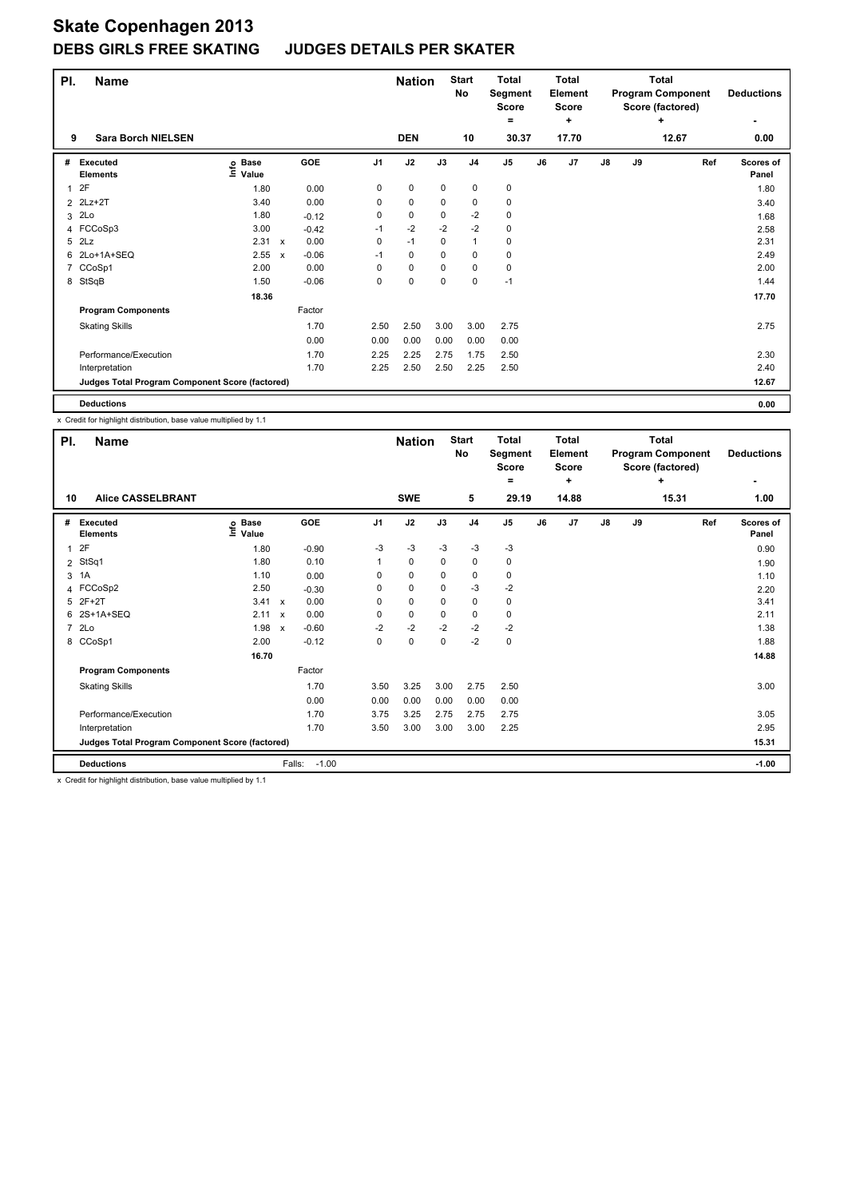# Skate Copenhagen 2013

## DEBS GIRLS FREE SKATING JUDGES DETAILS PER SKATER

| Pl. | Name | Nation | Start No | Total Segment Score = | Total Element Score + | Total Program Component Score (factored) + | Deductions - |
|---|---|---|---|---|---|---|---|
| 9 | Sara Borch NIELSEN | DEN | 10 | 30.37 | 17.70 | 12.67 | 0.00 |

| # | Executed Elements | Info | Base Value | | GOE | J1 | J2 | J3 | J4 | J5 | J6 | J7 | J8 | J9 | Ref | Scores of Panel |
|---|---|---|---|---|---|---|---|---|---|---|---|---|---|---|---|---|
| 1 | 2F | | 1.80 | | 0.00 | 0 | 0 | 0 | 0 | 0 | | | | | | 1.80 |
| 2 | 2Lz+2T | | 3.40 | | 0.00 | 0 | 0 | 0 | 0 | 0 | | | | | | 3.40 |
| 3 | 2Lo | | 1.80 | | -0.12 | 0 | 0 | 0 | -2 | 0 | | | | | | 1.68 |
| 4 | FCCoSp3 | | 3.00 | | -0.42 | -1 | -2 | -2 | -2 | 0 | | | | | | 2.58 |
| 5 | 2Lz | | 2.31 | x | 0.00 | 0 | -1 | 0 | 1 | 0 | | | | | | 2.31 |
| 6 | 2Lo+1A+SEQ | | 2.55 | x | -0.06 | -1 | 0 | 0 | 0 | 0 | | | | | | 2.49 |
| 7 | CCoSp1 | | 2.00 | | 0.00 | 0 | 0 | 0 | 0 | 0 | | | | | | 2.00 |
| 8 | StSqB | | 1.50 | | -0.06 | 0 | 0 | 0 | 0 | -1 | | | | | | 1.44 |
| | | | 18.36 | | | | | | | | | | | | | 17.70 |
| | **Program Components** | | | | Factor | | | | | | | | | | | |
| | Skating Skills | | | | 1.70 | 2.50 | 2.50 | 3.00 | 3.00 | 2.75 | | | | | | 2.75 |
| | | | | | 0.00 | 0.00 | 0.00 | 0.00 | 0.00 | 0.00 | | | | | | |
| | Performance/Execution | | | | 1.70 | 2.25 | 2.25 | 2.75 | 1.75 | 2.50 | | | | | | 2.30 |
| | Interpretation | | | | 1.70 | 2.25 | 2.50 | 2.50 | 2.25 | 2.50 | | | | | | 2.40 |
| | **Judges Total Program Component Score (factored)** | | | | | | | | | | | | | | | 12.67 |
| | **Deductions** | | | | | | | | | | | | | | | 0.00 |

x Credit for highlight distribution, base value multiplied by 1.1

| Pl. | Name | Nation | Start No | Total Segment Score = | Total Element Score + | Total Program Component Score (factored) + | Deductions - |
|---|---|---|---|---|---|---|---|
| 10 | Alice CASSELBRANT | SWE | 5 | 29.19 | 14.88 | 15.31 | 1.00 |

| # | Executed Elements | Info | Base Value | | GOE | J1 | J2 | J3 | J4 | J5 | J6 | J7 | J8 | J9 | Ref | Scores of Panel |
|---|---|---|---|---|---|---|---|---|---|---|---|---|---|---|---|---|
| 1 | 2F | | 1.80 | | -0.90 | -3 | -3 | -3 | -3 | -3 | | | | | | 0.90 |
| 2 | StSq1 | | 1.80 | | 0.10 | 1 | 0 | 0 | 0 | 0 | | | | | | 1.90 |
| 3 | 1A | | 1.10 | | 0.00 | 0 | 0 | 0 | 0 | 0 | | | | | | 1.10 |
| 4 | FCCoSp2 | | 2.50 | | -0.30 | 0 | 0 | 0 | -3 | -2 | | | | | | 2.20 |
| 5 | 2F+2T | | 3.41 | x | 0.00 | 0 | 0 | 0 | 0 | 0 | | | | | | 3.41 |
| 6 | 2S+1A+SEQ | | 2.11 | x | 0.00 | 0 | 0 | 0 | 0 | 0 | | | | | | 2.11 |
| 7 | 2Lo | | 1.98 | x | -0.60 | -2 | -2 | -2 | -2 | -2 | | | | | | 1.38 |
| 8 | CCoSp1 | | 2.00 | | -0.12 | 0 | 0 | 0 | -2 | 0 | | | | | | 1.88 |
| | | | 16.70 | | | | | | | | | | | | | 14.88 |
| | **Program Components** | | | | Factor | | | | | | | | | | | |
| | Skating Skills | | | | 1.70 | 3.50 | 3.25 | 3.00 | 2.75 | 2.50 | | | | | | 3.00 |
| | | | | | 0.00 | 0.00 | 0.00 | 0.00 | 0.00 | 0.00 | | | | | | |
| | Performance/Execution | | | | 1.70 | 3.75 | 3.25 | 2.75 | 2.75 | 2.75 | | | | | | 3.05 |
| | Interpretation | | | | 1.70 | 3.50 | 3.00 | 3.00 | 3.00 | 2.25 | | | | | | 2.95 |
| | **Judges Total Program Component Score (factored)** | | | | | | | | | | | | | | | 15.31 |
| | **Deductions** | | | | Falls: -1.00 | | | | | | | | | | | -1.00 |

x Credit for highlight distribution, base value multiplied by 1.1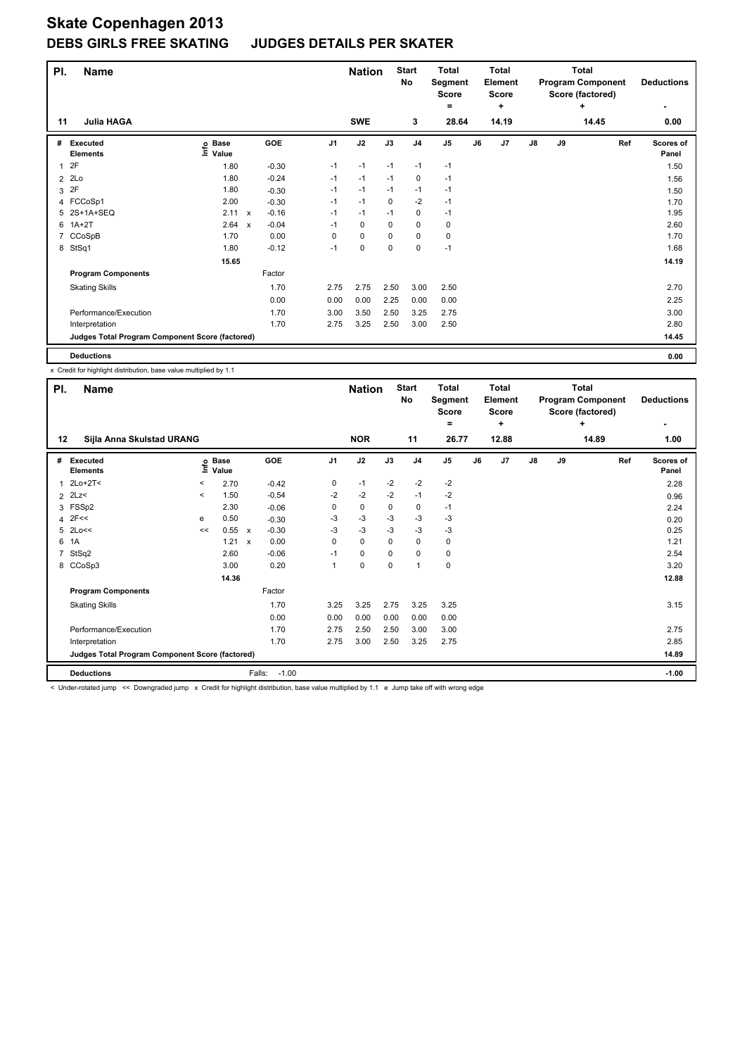# Skate Copenhagen 2013

## DEBS GIRLS FREE SKATING JUDGES DETAILS PER SKATER

| Pl. | Name | Nation | Start No | Total Segment Score = | Total Element Score + | Total Program Component Score (factored) + | Deductions - |
|---|---|---|---|---|---|---|---|
| 11 | Julia HAGA | SWE | 3 | 28.64 | 14.19 | 14.45 | 0.00 |

| # | Executed Elements | Info | Base Value | | GOE | J1 | J2 | J3 | J4 | J5 | J6 | J7 | J8 | J9 | Ref | Scores of Panel |
|---|---|---|---|---|---|---|---|---|---|---|---|---|---|---|---|---|
| 1 | 2F | | 1.80 | | -0.30 | -1 | -1 | -1 | -1 | -1 | | | | | | 1.50 |
| 2 | 2Lo | | 1.80 | | -0.24 | -1 | -1 | -1 | 0 | -1 | | | | | | 1.56 |
| 3 | 2F | | 1.80 | | -0.30 | -1 | -1 | -1 | -1 | -1 | | | | | | 1.50 |
| 4 | FCCoSp1 | | 2.00 | | -0.30 | -1 | -1 | 0 | -2 | -1 | | | | | | 1.70 |
| 5 | 2S+1A+SEQ | | 2.11 | x | -0.16 | -1 | -1 | -1 | 0 | -1 | | | | | | 1.95 |
| 6 | 1A+2T | | 2.64 | x | -0.04 | -1 | 0 | 0 | 0 | 0 | | | | | | 2.60 |
| 7 | CCoSpB | | 1.70 | | 0.00 | 0 | 0 | 0 | 0 | 0 | | | | | | 1.70 |
| 8 | StSq1 | | 1.80 | | -0.12 | -1 | 0 | 0 | 0 | -1 | | | | | | 1.68 |
| | | | 15.65 | | | | | | | | | | | | | 14.19 |
| | **Program Components** | | | | Factor | | | | | | | | | | | |
| | Skating Skills | | | | 1.70 | 2.75 | 2.75 | 2.50 | 3.00 | 2.50 | | | | | | 2.70 |
| | | | | | 0.00 | 0.00 | 0.00 | 2.25 | 0.00 | 0.00 | | | | | | 2.25 |
| | Performance/Execution | | | | 1.70 | 3.00 | 3.50 | 2.50 | 3.25 | 2.75 | | | | | | 3.00 |
| | Interpretation | | | | 1.70 | 2.75 | 3.25 | 2.50 | 3.00 | 2.50 | | | | | | 2.80 |
| | **Judges Total Program Component Score (factored)** | | | | | | | | | | | | | | | **14.45** |
| | **Deductions** | | | | | | | | | | | | | | | **0.00** |

x Credit for highlight distribution, base value multiplied by 1.1

| Pl. | Name | Nation | Start No | Total Segment Score = | Total Element Score + | Total Program Component Score (factored) + | Deductions - |
|---|---|---|---|---|---|---|---|
| 12 | Sijla Anna Skulstad URANG | NOR | 11 | 26.77 | 12.88 | 14.89 | 1.00 |

| # | Executed Elements | Info | Base Value | | GOE | J1 | J2 | J3 | J4 | J5 | J6 | J7 | J8 | J9 | Ref | Scores of Panel |
|---|---|---|---|---|---|---|---|---|---|---|---|---|---|---|---|---|
| 1 | 2Lo+2T< | < | 2.70 | | -0.42 | 0 | -1 | -2 | -2 | -2 | | | | | | 2.28 |
| 2 | 2Lz< | < | 1.50 | | -0.54 | -2 | -2 | -2 | -1 | -2 | | | | | | 0.96 |
| 3 | FSSp2 | | 2.30 | | -0.06 | 0 | 0 | 0 | 0 | -1 | | | | | | 2.24 |
| 4 | 2F<< | e | 0.50 | | -0.30 | -3 | -3 | -3 | -3 | -3 | | | | | | 0.20 |
| 5 | 2Lo<< | << | 0.55 | x | -0.30 | -3 | -3 | -3 | -3 | -3 | | | | | | 0.25 |
| 6 | 1A | | 1.21 | x | 0.00 | 0 | 0 | 0 | 0 | 0 | | | | | | 1.21 |
| 7 | StSq2 | | 2.60 | | -0.06 | -1 | 0 | 0 | 0 | 0 | | | | | | 2.54 |
| 8 | CCoSp3 | | 3.00 | | 0.20 | 1 | 0 | 0 | 1 | 0 | | | | | | 3.20 |
| | | | 14.36 | | | | | | | | | | | | | 12.88 |
| | **Program Components** | | | | Factor | | | | | | | | | | | |
| | Skating Skills | | | | 1.70 | 3.25 | 3.25 | 2.75 | 3.25 | 3.25 | | | | | | 3.15 |
| | | | | | 0.00 | 0.00 | 0.00 | 0.00 | 0.00 | 0.00 | | | | | | 0.00 |
| | Performance/Execution | | | | 1.70 | 2.75 | 2.50 | 2.50 | 3.00 | 3.00 | | | | | | 2.75 |
| | Interpretation | | | | 1.70 | 2.75 | 3.00 | 2.50 | 3.25 | 2.75 | | | | | | 2.85 |
| | **Judges Total Program Component Score (factored)** | | | | | | | | | | | | | | | **14.89** |
| | **Deductions** | | | | Falls: -1.00 | | | | | | | | | | | **-1.00** |

< Under-rotated jump << Downgraded jump x Credit for highlight distribution, base value multiplied by 1.1 e Jump take off with wrong edge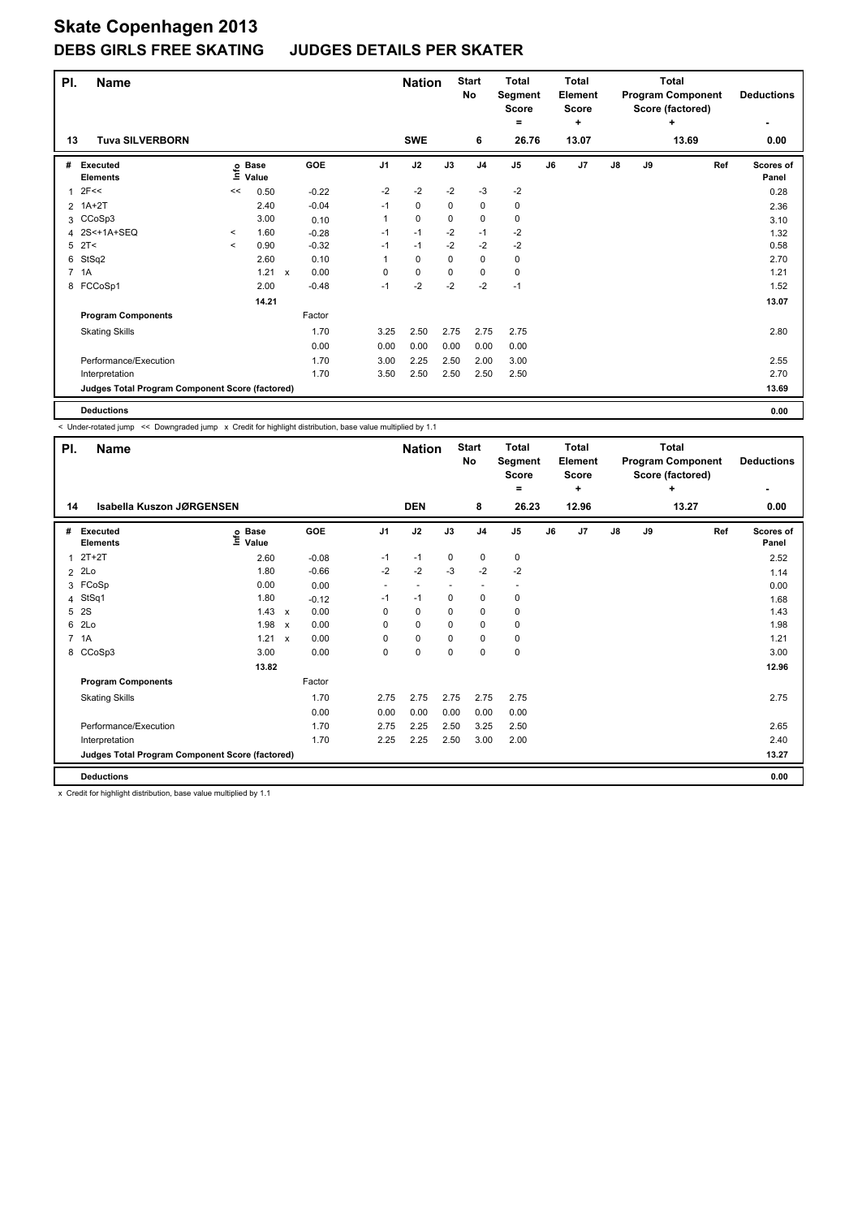# Skate Copenhagen 2013

## DEBS GIRLS FREE SKATING JUDGES DETAILS PER SKATER

| Pl. | Name | Nation | Start No | Total Segment Score = | Total Element Score + | Total Program Component Score (factored) + | Deductions - |
|---|---|---|---|---|---|---|---|
| 13 | Tuva SILVERBORN | SWE | 6 | 26.76 | 13.07 | 13.69 | 0.00 |

| # | Executed Elements | Info | Base Value | | GOE | J1 | J2 | J3 | J4 | J5 | J6 | J7 | J8 | J9 | Ref | Scores of Panel |
|---|---|---|---|---|---|---|---|---|---|---|---|---|---|---|---|---|
| 1 | 2F<< | << | 0.50 | | -0.22 | -2 | -2 | -2 | -3 | -2 | | | | | | 0.28 |
| 2 | 1A+2T | | 2.40 | | -0.04 | -1 | 0 | 0 | 0 | 0 | | | | | | 2.36 |
| 3 | CCoSp3 | | 3.00 | | 0.10 | 1 | 0 | 0 | 0 | 0 | | | | | | 3.10 |
| 4 | 2S<+1A+SEQ | < | 1.60 | | -0.28 | -1 | -1 | -2 | -1 | -2 | | | | | | 1.32 |
| 5 | 2T< | < | 0.90 | | -0.32 | -1 | -1 | -2 | -2 | -2 | | | | | | 0.58 |
| 6 | StSq2 | | 2.60 | | 0.10 | 1 | 0 | 0 | 0 | 0 | | | | | | 2.70 |
| 7 | 1A | | 1.21 | x | 0.00 | 0 | 0 | 0 | 0 | 0 | | | | | | 1.21 |
| 8 | FCCoSp1 | | 2.00 | | -0.48 | -1 | -2 | -2 | -2 | -1 | | | | | | 1.52 |
| | | | 14.21 | | | | | | | | | | | | | 13.07 |
| | **Program Components** | | | | Factor | | | | | | | | | | | |
| | Skating Skills | | | | 1.70 | 3.25 | 2.50 | 2.75 | 2.75 | 2.75 | | | | | | 2.80 |
| | | | | | 0.00 | 0.00 | 0.00 | 0.00 | 0.00 | 0.00 | | | | | | |
| | Performance/Execution | | | | 1.70 | 3.00 | 2.25 | 2.50 | 2.00 | 3.00 | | | | | | 2.55 |
| | Interpretation | | | | 1.70 | 3.50 | 2.50 | 2.50 | 2.50 | 2.50 | | | | | | 2.70 |
| | **Judges Total Program Component Score (factored)** | | | | | | | | | | | | | | | 13.69 |
| | **Deductions** | | | | | | | | | | | | | | | 0.00 |

< Under-rotated jump << Downgraded jump x Credit for highlight distribution, base value multiplied by 1.1

| Pl. | Name | Nation | Start No | Total Segment Score = | Total Element Score + | Total Program Component Score (factored) + | Deductions - |
|---|---|---|---|---|---|---|---|
| 14 | Isabella Kuszon JØRGENSEN | DEN | 8 | 26.23 | 12.96 | 13.27 | 0.00 |

| # | Executed Elements | Info | Base Value | | GOE | J1 | J2 | J3 | J4 | J5 | J6 | J7 | J8 | J9 | Ref | Scores of Panel |
|---|---|---|---|---|---|---|---|---|---|---|---|---|---|---|---|---|
| 1 | 2T+2T | | 2.60 | | -0.08 | -1 | -1 | 0 | 0 | 0 | | | | | | 2.52 |
| 2 | 2Lo | | 1.80 | | -0.66 | -2 | -2 | -3 | -2 | -2 | | | | | | 1.14 |
| 3 | FCoSp | | 0.00 | | 0.00 | - | - | - | - | - | | | | | | 0.00 |
| 4 | StSq1 | | 1.80 | | -0.12 | -1 | -1 | 0 | 0 | 0 | | | | | | 1.68 |
| 5 | 2S | | 1.43 | x | 0.00 | 0 | 0 | 0 | 0 | 0 | | | | | | 1.43 |
| 6 | 2Lo | | 1.98 | x | 0.00 | 0 | 0 | 0 | 0 | 0 | | | | | | 1.98 |
| 7 | 1A | | 1.21 | x | 0.00 | 0 | 0 | 0 | 0 | 0 | | | | | | 1.21 |
| 8 | CCoSp3 | | 3.00 | | 0.00 | 0 | 0 | 0 | 0 | 0 | | | | | | 3.00 |
| | | | 13.82 | | | | | | | | | | | | | 12.96 |
| | **Program Components** | | | | Factor | | | | | | | | | | | |
| | Skating Skills | | | | 1.70 | 2.75 | 2.75 | 2.75 | 2.75 | 2.75 | | | | | | 2.75 |
| | | | | | 0.00 | 0.00 | 0.00 | 0.00 | 0.00 | 0.00 | | | | | | |
| | Performance/Execution | | | | 1.70 | 2.75 | 2.25 | 2.50 | 3.25 | 2.50 | | | | | | 2.65 |
| | Interpretation | | | | 1.70 | 2.25 | 2.25 | 2.50 | 3.00 | 2.00 | | | | | | 2.40 |
| | **Judges Total Program Component Score (factored)** | | | | | | | | | | | | | | | 13.27 |
| | **Deductions** | | | | | | | | | | | | | | | 0.00 |

x Credit for highlight distribution, base value multiplied by 1.1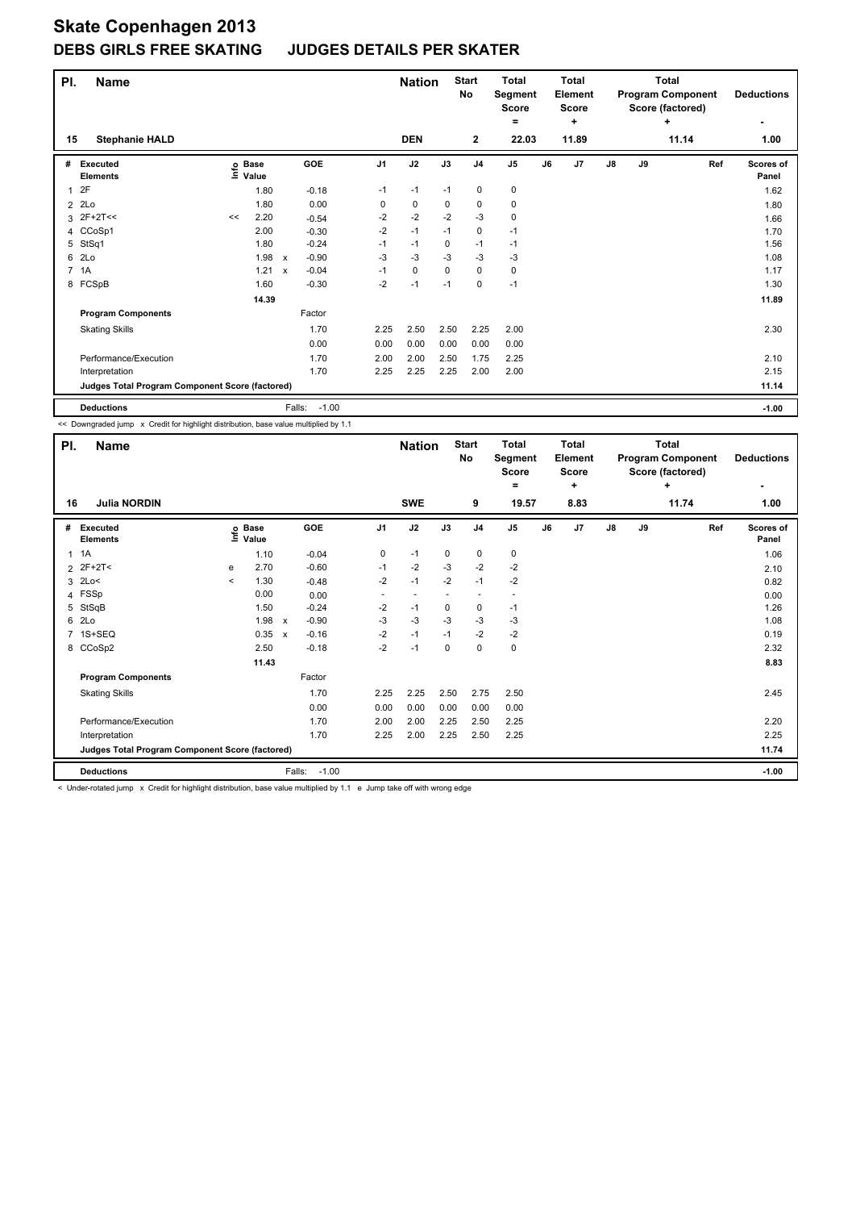# Skate Copenhagen 2013

## DEBS GIRLS FREE SKATING JUDGES DETAILS PER SKATER

| Pl. | Name | Nation | Start No | Total Segment Score = | Total Element Score + | Total Program Component Score (factored) + | Deductions - |
|---|---|---|---|---|---|---|---|
| 15 | Stephanie HALD | DEN | 2 | 22.03 | 11.89 | 11.14 | 1.00 |

| # | Executed Elements | Info | Base Value | | GOE | J1 | J2 | J3 | J4 | J5 | J6 | J7 | J8 | J9 | Ref | Scores of Panel |
|---|---|---|---|---|---|---|---|---|---|---|---|---|---|---|---|---|
| 1 | 2F | | 1.80 | | -0.18 | -1 | -1 | -1 | 0 | 0 | | | | | | 1.62 |
| 2 | 2Lo | | 1.80 | | 0.00 | 0 | 0 | 0 | 0 | 0 | | | | | | 1.80 |
| 3 | 2F+2T<< | << | 2.20 | | -0.54 | -2 | -2 | -2 | -3 | 0 | | | | | | 1.66 |
| 4 | CCoSp1 | | 2.00 | | -0.30 | -2 | -1 | -1 | 0 | -1 | | | | | | 1.70 |
| 5 | StSq1 | | 1.80 | | -0.24 | -1 | -1 | 0 | -1 | -1 | | | | | | 1.56 |
| 6 | 2Lo | | 1.98 | x | -0.90 | -3 | -3 | -3 | -3 | -3 | | | | | | 1.08 |
| 7 | 1A | | 1.21 | x | -0.04 | -1 | 0 | 0 | 0 | 0 | | | | | | 1.17 |
| 8 | FCSpB | | 1.60 | | -0.30 | -2 | -1 | -1 | 0 | -1 | | | | | | 1.30 |
| | | | 14.39 | | | | | | | | | | | | | 11.89 |
| | **Program Components** | | | | Factor | | | | | | | | | | | |
| | Skating Skills | | | | 1.70 | 2.25 | 2.50 | 2.50 | 2.25 | 2.00 | | | | | | 2.30 |
| | | | | | 0.00 | 0.00 | 0.00 | 0.00 | 0.00 | 0.00 | | | | | | |
| | Performance/Execution | | | | 1.70 | 2.00 | 2.00 | 2.50 | 1.75 | 2.25 | | | | | | 2.10 |
| | Interpretation | | | | 1.70 | 2.25 | 2.25 | 2.25 | 2.00 | 2.00 | | | | | | 2.15 |
| | **Judges Total Program Component Score (factored)** | | | | | | | | | | | | | | | 11.14 |
| | **Deductions** | | | | Falls: -1.00 | | | | | | | | | | | -1.00 |

<< Downgraded jump x Credit for highlight distribution, base value multiplied by 1.1

| Pl. | Name | Nation | Start No | Total Segment Score = | Total Element Score + | Total Program Component Score (factored) + | Deductions - |
|---|---|---|---|---|---|---|---|
| 16 | Julia NORDIN | SWE | 9 | 19.57 | 8.83 | 11.74 | 1.00 |

| # | Executed Elements | Info | Base Value | | GOE | J1 | J2 | J3 | J4 | J5 | J6 | J7 | J8 | J9 | Ref | Scores of Panel |
|---|---|---|---|---|---|---|---|---|---|---|---|---|---|---|---|---|
| 1 | 1A | | 1.10 | | -0.04 | 0 | -1 | 0 | 0 | 0 | | | | | | 1.06 |
| 2 | 2F+2T< | e | 2.70 | | -0.60 | -1 | -2 | -3 | -2 | -2 | | | | | | 2.10 |
| 3 | 2Lo< | < | 1.30 | | -0.48 | -2 | -1 | -2 | -1 | -2 | | | | | | 0.82 |
| 4 | FSSp | | 0.00 | | 0.00 | - | - | - | - | - | | | | | | 0.00 |
| 5 | StSqB | | 1.50 | | -0.24 | -2 | -1 | 0 | 0 | -1 | | | | | | 1.26 |
| 6 | 2Lo | | 1.98 | x | -0.90 | -3 | -3 | -3 | -3 | -3 | | | | | | 1.08 |
| 7 | 1S+SEQ | | 0.35 | x | -0.16 | -2 | -1 | -1 | -2 | -2 | | | | | | 0.19 |
| 8 | CCoSp2 | | 2.50 | | -0.18 | -2 | -1 | 0 | 0 | 0 | | | | | | 2.32 |
| | | | 11.43 | | | | | | | | | | | | | 8.83 |
| | **Program Components** | | | | Factor | | | | | | | | | | | |
| | Skating Skills | | | | 1.70 | 2.25 | 2.25 | 2.50 | 2.75 | 2.50 | | | | | | 2.45 |
| | | | | | 0.00 | 0.00 | 0.00 | 0.00 | 0.00 | 0.00 | | | | | | |
| | Performance/Execution | | | | 1.70 | 2.00 | 2.00 | 2.25 | 2.50 | 2.25 | | | | | | 2.20 |
| | Interpretation | | | | 1.70 | 2.25 | 2.00 | 2.25 | 2.50 | 2.25 | | | | | | 2.25 |
| | **Judges Total Program Component Score (factored)** | | | | | | | | | | | | | | | 11.74 |
| | **Deductions** | | | | Falls: -1.00 | | | | | | | | | | | -1.00 |

< Under-rotated jump x Credit for highlight distribution, base value multiplied by 1.1 e Jump take off with wrong edge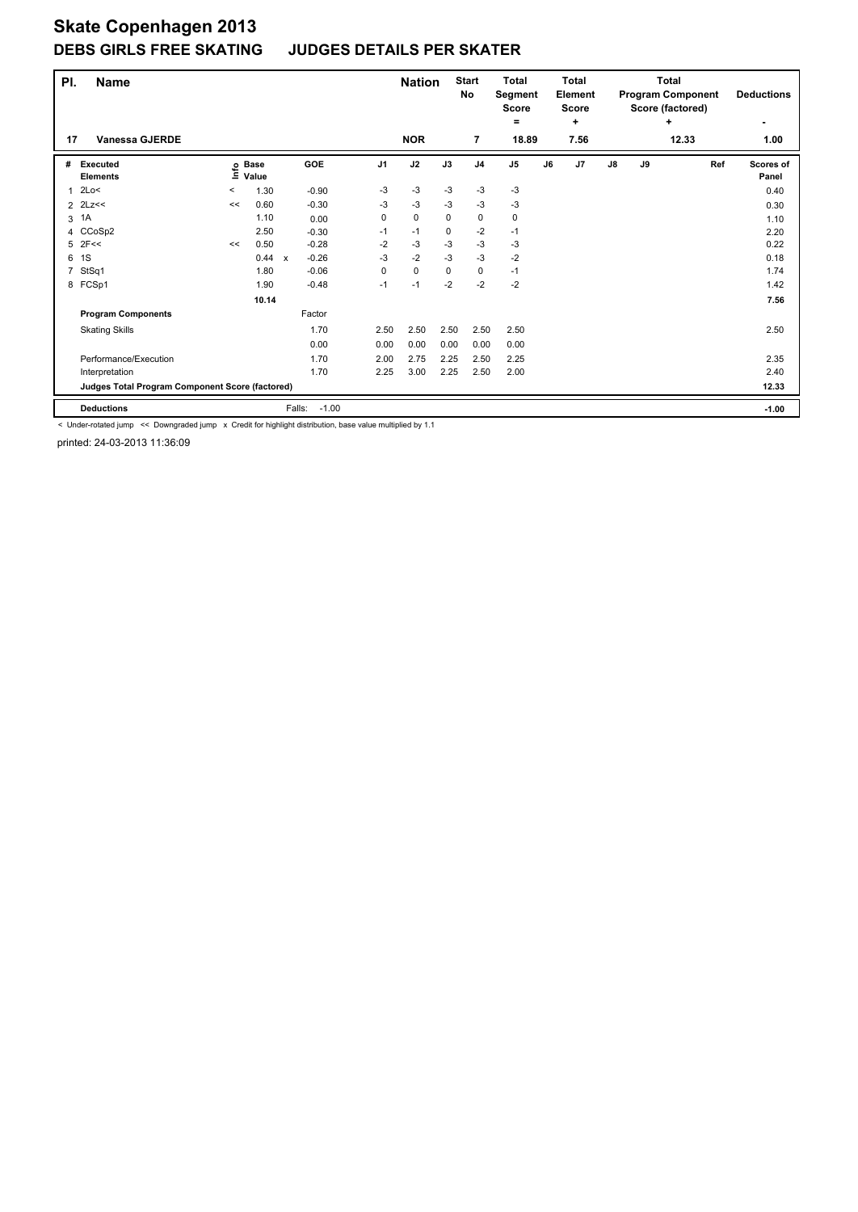# Skate Copenhagen 2013

## DEBS GIRLS FREE SKATING JUDGES DETAILS PER SKATER

| Pl. | Name | Nation | Start No | Total Segment Score = | Total Element Score + | Total Program Component Score (factored) + | Deductions - |
|---|---|---|---|---|---|---|---|
| 17 | Vanessa GJERDE | NOR | 7 | 18.89 | 7.56 | 12.33 | 1.00 |

| # | Executed Elements | Info | Base Value | | GOE | J1 | J2 | J3 | J4 | J5 | J6 | J7 | J8 | J9 | Ref | Scores of Panel |
|---|---|---|---|---|---|---|---|---|---|---|---|---|---|---|---|---|
| 1 | 2Lo< | < | 1.30 | | -0.90 | -3 | -3 | -3 | -3 | -3 | | | | | | 0.40 |
| 2 | 2Lz<< | << | 0.60 | | -0.30 | -3 | -3 | -3 | -3 | -3 | | | | | | 0.30 |
| 3 | 1A | | 1.10 | | 0.00 | 0 | 0 | 0 | 0 | 0 | | | | | | 1.10 |
| 4 | CCoSp2 | | 2.50 | | -0.30 | -1 | -1 | 0 | -2 | -1 | | | | | | 2.20 |
| 5 | 2F<< | << | 0.50 | | -0.28 | -2 | -3 | -3 | -3 | -3 | | | | | | 0.22 |
| 6 | 1S | | 0.44 | x | -0.26 | -3 | -2 | -3 | -3 | -2 | | | | | | 0.18 |
| 7 | StSq1 | | 1.80 | | -0.06 | 0 | 0 | 0 | 0 | -1 | | | | | | 1.74 |
| 8 | FCSp1 | | 1.90 | | -0.48 | -1 | -1 | -2 | -2 | -2 | | | | | | 1.42 |
| | | | 10.14 | | | | | | | | | | | | | 7.56 |
| | **Program Components** | | | | Factor | | | | | | | | | | | |
| | Skating Skills | | | | 1.70 | 2.50 | 2.50 | 2.50 | 2.50 | 2.50 | | | | | | 2.50 |
| | | | | | 0.00 | 0.00 | 0.00 | 0.00 | 0.00 | 0.00 | | | | | | |
| | Performance/Execution | | | | 1.70 | 2.00 | 2.75 | 2.25 | 2.50 | 2.25 | | | | | | 2.35 |
| | Interpretation | | | | 1.70 | 2.25 | 3.00 | 2.25 | 2.50 | 2.00 | | | | | | 2.40 |
| | **Judges Total Program Component Score (factored)** | | | | | | | | | | | | | | | 12.33 |
| | **Deductions** | | | | Falls: -1.00 | | | | | | | | | | | -1.00 |

< Under-rotated jump << Downgraded jump x Credit for highlight distribution, base value multiplied by 1.1

printed: 24-03-2013 11:36:09